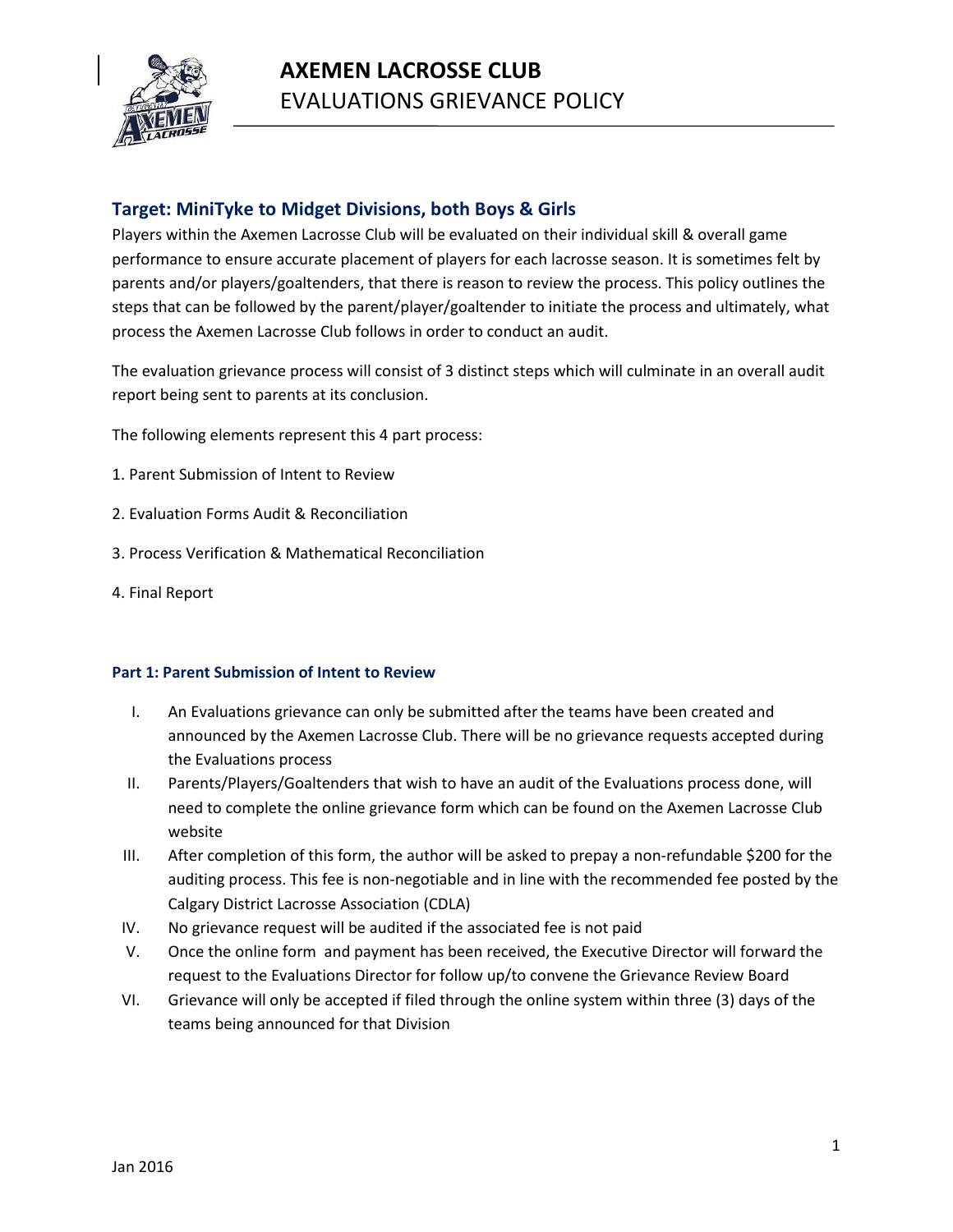# AXEMEN LACROSSE CLUB

EVALUATIONS GRIEVANCE POLICY

## Target: MiniTyke to Midget Divisions, both Boys & Girls

Players within the Axemen Lacrosse Club will be evaluated on their individual skill & overall game performance to ensure accurate placement of players for each lacrosse season. It is sometimes felt by parents and/or players/goaltenders, that there is reason to review the process. This policy outlines the steps that can be followed by the parent/player/goaltender to initiate the process and ultimately, what process the Axemen Lacrosse Club follows in order to conduct an audit.

The evaluation grievance process will consist of 3 distinct steps which will culminate in an overall audit report being sent to parents at its conclusion.

The following elements represent this 4 part process:

1. Parent Submission of Intent to Review
2. Evaluation Forms Audit & Reconciliation
3. Process Verification & Mathematical Reconciliation
4. Final Report

### Part 1: Parent Submission of Intent to Review

I. An Evaluations grievance can only be submitted after the teams have been created and announced by the Axemen Lacrosse Club. There will be no grievance requests accepted during the Evaluations process

II. Parents/Players/Goaltenders that wish to have an audit of the Evaluations process done, will need to complete the online grievance form which can be found on the Axemen Lacrosse Club website

III. After completion of this form, the author will be asked to prepay a non-refundable $200 for the auditing process. This fee is non-negotiable and in line with the recommended fee posted by the Calgary District Lacrosse Association (CDLA)

IV. No grievance request will be audited if the associated fee is not paid

V. Once the online form and payment has been received, the Executive Director will forward the request to the Evaluations Director for follow up/to convene the Grievance Review Board

VI. Grievance will only be accepted if filed through the online system within three (3) days of the teams being announced for that Division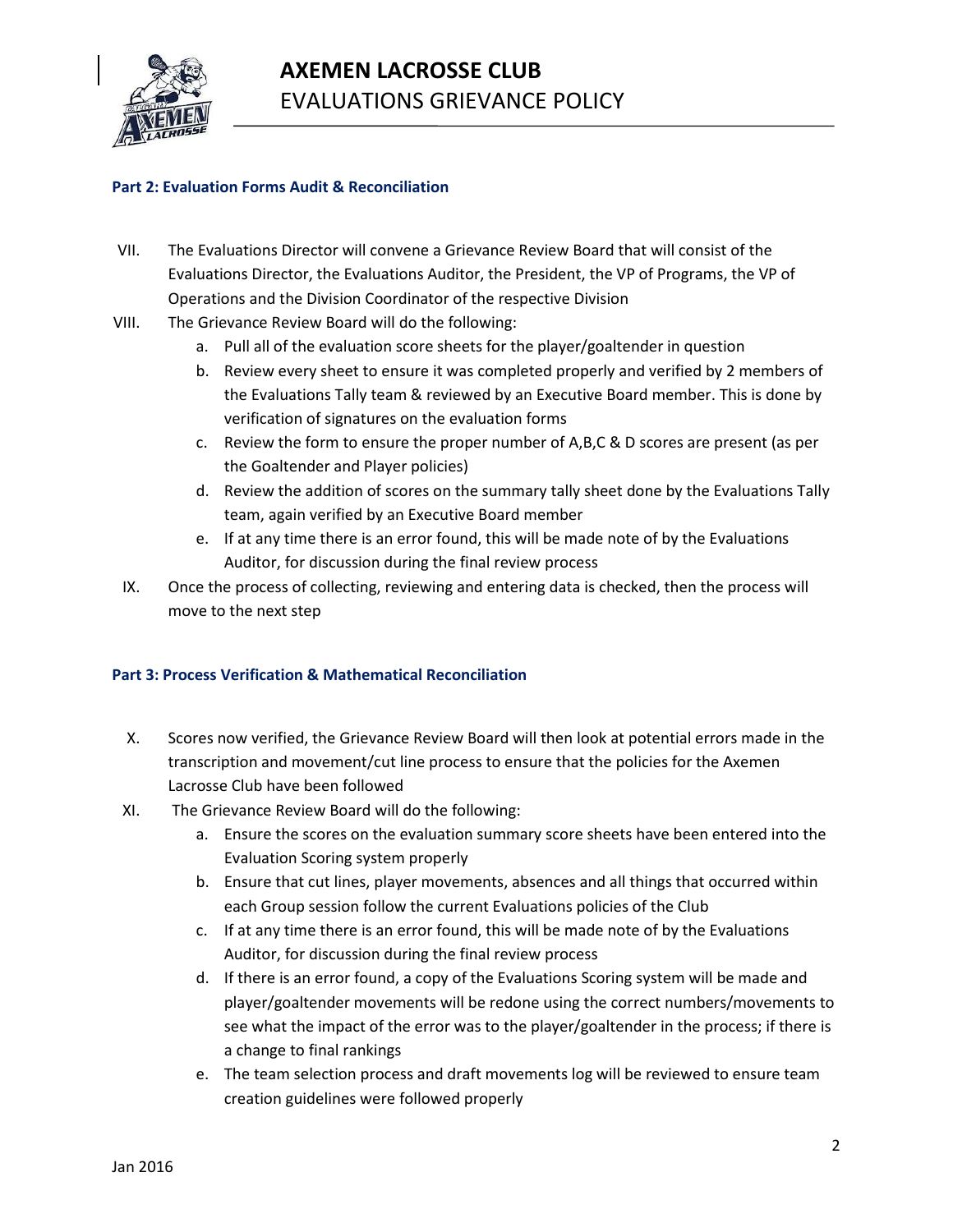# AXEMEN LACROSSE CLUB
## EVALUATIONS GRIEVANCE POLICY

### Part 2: Evaluation Forms Audit & Reconciliation

VII. The Evaluations Director will convene a Grievance Review Board that will consist of the Evaluations Director, the Evaluations Auditor, the President, the VP of Programs, the VP of Operations and the Division Coordinator of the respective Division

VIII. The Grievance Review Board will do the following:

a. Pull all of the evaluation score sheets for the player/goaltender in question
b. Review every sheet to ensure it was completed properly and verified by 2 members of the Evaluations Tally team & reviewed by an Executive Board member. This is done by verification of signatures on the evaluation forms
c. Review the form to ensure the proper number of A,B,C & D scores are present (as per the Goaltender and Player policies)
d. Review the addition of scores on the summary tally sheet done by the Evaluations Tally team, again verified by an Executive Board member
e. If at any time there is an error found, this will be made note of by the Evaluations Auditor, for discussion during the final review process

IX. Once the process of collecting, reviewing and entering data is checked, then the process will move to the next step

### Part 3: Process Verification & Mathematical Reconciliation

X. Scores now verified, the Grievance Review Board will then look at potential errors made in the transcription and movement/cut line process to ensure that the policies for the Axemen Lacrosse Club have been followed

XI. The Grievance Review Board will do the following:

a. Ensure the scores on the evaluation summary score sheets have been entered into the Evaluation Scoring system properly
b. Ensure that cut lines, player movements, absences and all things that occurred within each Group session follow the current Evaluations policies of the Club
c. If at any time there is an error found, this will be made note of by the Evaluations Auditor, for discussion during the final review process
d. If there is an error found, a copy of the Evaluations Scoring system will be made and player/goaltender movements will be redone using the correct numbers/movements to see what the impact of the error was to the player/goaltender in the process; if there is a change to final rankings
e. The team selection process and draft movements log will be reviewed to ensure team creation guidelines were followed properly

Jan 2016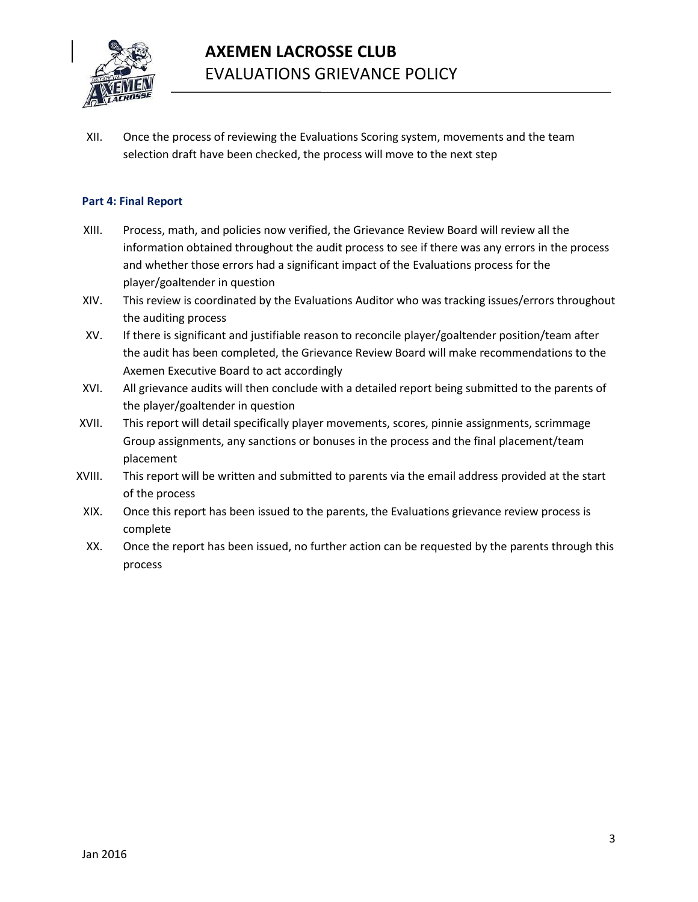XII. Once the process of reviewing the Evaluations Scoring system, movements and the team selection draft have been checked, the process will move to the next step

**Part 4: Final Report**

XIII. Process, math, and policies now verified, the Grievance Review Board will review all the information obtained throughout the audit process to see if there was any errors in the process and whether those errors had a significant impact of the Evaluations process for the player/goaltender in question

XIV. This review is coordinated by the Evaluations Auditor who was tracking issues/errors throughout the auditing process

XV. If there is significant and justifiable reason to reconcile player/goaltender position/team after the audit has been completed, the Grievance Review Board will make recommendations to the Axemen Executive Board to act accordingly

XVI. All grievance audits will then conclude with a detailed report being submitted to the parents of the player/goaltender in question

XVII. This report will detail specifically player movements, scores, pinnie assignments, scrimmage Group assignments, any sanctions or bonuses in the process and the final placement/team placement

XVIII. This report will be written and submitted to parents via the email address provided at the start of the process

XIX. Once this report has been issued to the parents, the Evaluations grievance review process is complete

XX. Once the report has been issued, no further action can be requested by the parents through this process